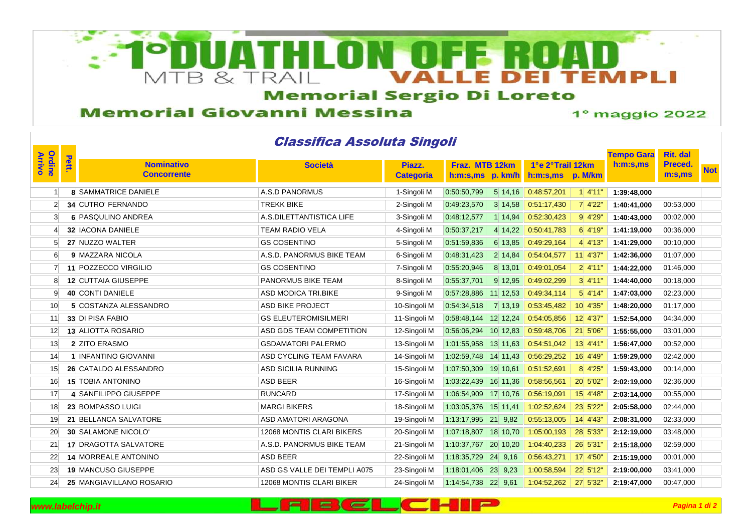# 1° DUATHLON OFF ROAD

MTB & TRAIL **VALLE DEI TEMPLI**

## Memorial Sergio Di Loreto

## Memorial Giovanni Messina

1° maggio 2022

### *Classifica Assoluta Singoli*

| Ordine Arrivo | Pett. | Nominativo Concorrente | Società | Piazz. Categoria | Fraz. MTB 12km h:m:s,ms | p. km/h | | 1°e 2°Trail 12km h:m:s,ms | p. M/km | | Tempo Gara h:m:s,ms | Rit. dal Preced. m:s,ms | Not |
|---|---|---|---|---|---|---|---|---|---|---|---|---|---|
| 1 | 8 | SAMMATRICE DANIELE | A.S.D PANORMUS | 1-Singoli M | 0:50:50,799 | 5 | 14,16 | 0:48:57,201 | 1 | 4'11" | 1:39:48,000 | | |
| 2 | 34 | CUTRO' FERNANDO | TREKK BIKE | 2-Singoli M | 0:49:23,570 | 3 | 14,58 | 0:51:17,430 | 7 | 4'22" | 1:40:41,000 | 00:53,000 | |
| 3 | 6 | PASQULINO ANDREA | A.S.DILETTANTISTICA LIFE | 3-Singoli M | 0:48:12,577 | 1 | 14,94 | 0:52:30,423 | 9 | 4'29" | 1:40:43,000 | 00:02,000 | |
| 4 | 32 | IACONA DANIELE | TEAM RADIO VELA | 4-Singoli M | 0:50:37,217 | 4 | 14,22 | 0:50:41,783 | 6 | 4'19" | 1:41:19,000 | 00:36,000 | |
| 5 | 27 | NUZZO WALTER | GS COSENTINO | 5-Singoli M | 0:51:59,836 | 6 | 13,85 | 0:49:29,164 | 4 | 4'13" | 1:41:29,000 | 00:10,000 | |
| 6 | 9 | MAZZARA NICOLA | A.S.D. PANORMUS BIKE TEAM | 6-Singoli M | 0:48:31,423 | 2 | 14,84 | 0:54:04,577 | 11 | 4'37" | 1:42:36,000 | 01:07,000 | |
| 7 | 11 | POZZECCO VIRGILIO | GS COSENTINO | 7-Singoli M | 0:55:20,946 | 8 | 13,01 | 0:49:01,054 | 2 | 4'11" | 1:44:22,000 | 01:46,000 | |
| 8 | 12 | CUTTAIA GIUSEPPE | PANORMUS BIKE TEAM | 8-Singoli M | 0:55:37,701 | 9 | 12,95 | 0:49:02,299 | 3 | 4'11" | 1:44:40,000 | 00:18,000 | |
| 9 | 40 | CONTI DANIELE | ASD MODICA TRI.BIKE | 9-Singoli M | 0:57:28,886 | 11 | 12,53 | 0:49:34,114 | 5 | 4'14" | 1:47:03,000 | 02:23,000 | |
| 10 | 5 | COSTANZA ALESSANDRO | ASD BIKE PROJECT | 10-Singoli M | 0:54:34,518 | 7 | 13,19 | 0:53:45,482 | 10 | 4'35" | 1:48:20,000 | 01:17,000 | |
| 11 | 33 | DI PISA FABIO | GS ELEUTEROMISILMERI | 11-Singoli M | 0:58:48,144 | 12 | 12,24 | 0:54:05,856 | 12 | 4'37" | 1:52:54,000 | 04:34,000 | |
| 12 | 13 | ALIOTTA ROSARIO | ASD GDS TEAM COMPETITION | 12-Singoli M | 0:56:06,294 | 10 | 12,83 | 0:59:48,706 | 21 | 5'06" | 1:55:55,000 | 03:01,000 | |
| 13 | 2 | ZITO ERASMO | GSDAMATORI PALERMO | 13-Singoli M | 1:01:55,958 | 13 | 11,63 | 0:54:51,042 | 13 | 4'41" | 1:56:47,000 | 00:52,000 | |
| 14 | 1 | INFANTINO GIOVANNI | ASD CYCLING TEAM FAVARA | 14-Singoli M | 1:02:59,748 | 14 | 11,43 | 0:56:29,252 | 16 | 4'49" | 1:59:29,000 | 02:42,000 | |
| 15 | 26 | CATALDO ALESSANDRO | ASD SICILIA RUNNING | 15-Singoli M | 1:07:50,309 | 19 | 10,61 | 0:51:52,691 | 8 | 4'25" | 1:59:43,000 | 00:14,000 | |
| 16 | 15 | TOBIA ANTONINO | ASD BEER | 16-Singoli M | 1:03:22,439 | 16 | 11,36 | 0:58:56,561 | 20 | 5'02" | 2:02:19,000 | 02:36,000 | |
| 17 | 4 | SANFILIPPO GIUSEPPE | RUNCARD | 17-Singoli M | 1:06:54,909 | 17 | 10,76 | 0:56:19,091 | 15 | 4'48" | 2:03:14,000 | 00:55,000 | |
| 18 | 23 | BOMPASSO LUIGI | MARGI BIKERS | 18-Singoli M | 1:03:05,376 | 15 | 11,41 | 1:02:52,624 | 23 | 5'22" | 2:05:58,000 | 02:44,000 | |
| 19 | 21 | BELLANCA SALVATORE | ASD AMATORI ARAGONA | 19-Singoli M | 1:13:17,995 | 21 | 9,82 | 0:55:13,005 | 14 | 4'43" | 2:08:31,000 | 02:33,000 | |
| 20 | 30 | SALAMONE NICOLO' | 12068 MONTIS CLARI BIKERS | 20-Singoli M | 1:07:18,807 | 18 | 10,70 | 1:05:00,193 | 28 | 5'33" | 2:12:19,000 | 03:48,000 | |
| 21 | 17 | DRAGOTTA SALVATORE | A.S.D. PANORMUS BIKE TEAM | 21-Singoli M | 1:10:37,767 | 20 | 10,20 | 1:04:40,233 | 26 | 5'31" | 2:15:18,000 | 02:59,000 | |
| 22 | 14 | MORREALE ANTONINO | ASD BEER | 22-Singoli M | 1:18:35,729 | 24 | 9,16 | 0:56:43,271 | 17 | 4'50" | 2:15:19,000 | 00:01,000 | |
| 23 | 19 | MANCUSO GIUSEPPE | ASD GS VALLE DEI TEMPLI A075 | 23-Singoli M | 1:18:01,406 | 23 | 9,23 | 1:00:58,594 | 22 | 5'12" | 2:19:00,000 | 03:41,000 | |
| 24 | 25 | MANGIAVILLANO ROSARIO | 12068 MONTIS CLARI BIKER | 24-Singoli M | 1:14:54,738 | 22 | 9,61 | 1:04:52,262 | 27 | 5'32" | 2:19:47,000 | 00:47,000 | |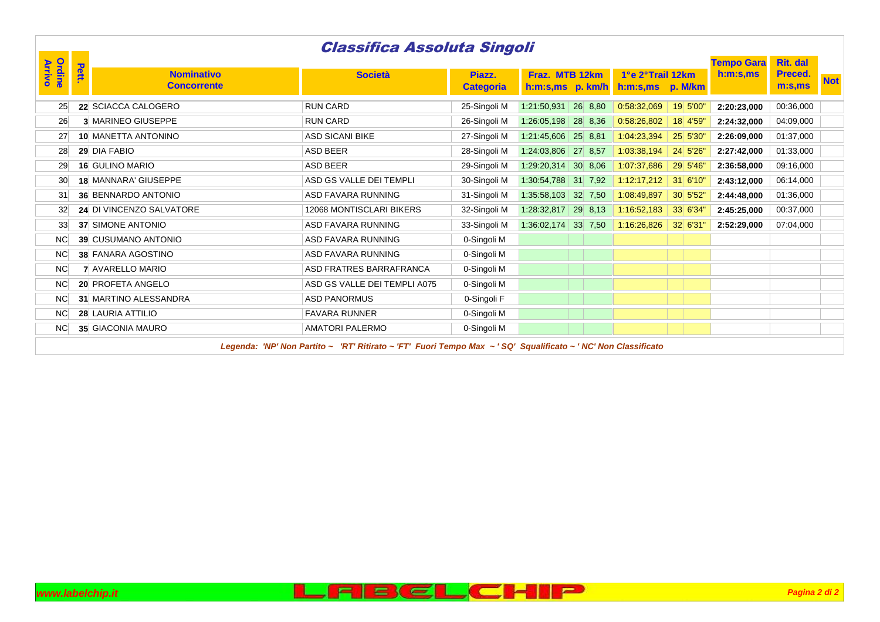## Classifica Assoluta Singoli

| Ordine Arrivo | Pett. | Nominativo Concorrente | Società | Piazz. Categoria | Fraz. MTB 12km h:m:s,ms | | p. km/h | 1°e 2°Trail 12km h:m:s,ms | | p. M/km | Tempo Gara h:m:s,ms | Rit. dal Preced. m:s,ms | Not |
|---|---|---|---|---|---|---|---|---|---|---|---|---|---|
| 25 | 22 | SCIACCA CALOGERO | RUN CARD | 25-Singoli M | 1:21:50,931 | 26 | 8,80 | 0:58:32,069 | 19 | 5'00" | 2:20:23,000 | 00:36,000 | |
| 26 | 3 | MARINEO GIUSEPPE | RUN CARD | 26-Singoli M | 1:26:05,198 | 28 | 8,36 | 0:58:26,802 | 18 | 4'59" | 2:24:32,000 | 04:09,000 | |
| 27 | 10 | MANETTA ANTONINO | ASD SICANI BIKE | 27-Singoli M | 1:21:45,606 | 25 | 8,81 | 1:04:23,394 | 25 | 5'30" | 2:26:09,000 | 01:37,000 | |
| 28 | 29 | DIA FABIO | ASD BEER | 28-Singoli M | 1:24:03,806 | 27 | 8,57 | 1:03:38,194 | 24 | 5'26" | 2:27:42,000 | 01:33,000 | |
| 29 | 16 | GULINO MARIO | ASD BEER | 29-Singoli M | 1:29:20,314 | 30 | 8,06 | 1:07:37,686 | 29 | 5'46" | 2:36:58,000 | 09:16,000 | |
| 30 | 18 | MANNARA' GIUSEPPE | ASD GS VALLE DEI TEMPLI | 30-Singoli M | 1:30:54,788 | 31 | 7,92 | 1:12:17,212 | 31 | 6'10" | 2:43:12,000 | 06:14,000 | |
| 31 | 36 | BENNARDO ANTONIO | ASD FAVARA RUNNING | 31-Singoli M | 1:35:58,103 | 32 | 7,50 | 1:08:49,897 | 30 | 5'52" | 2:44:48,000 | 01:36,000 | |
| 32 | 24 | DI VINCENZO SALVATORE | 12068 MONTISCLARI BIKERS | 32-Singoli M | 1:28:32,817 | 29 | 8,13 | 1:16:52,183 | 33 | 6'34" | 2:45:25,000 | 00:37,000 | |
| 33 | 37 | SIMONE ANTONIO | ASD FAVARA RUNNING | 33-Singoli M | 1:36:02,174 | 33 | 7,50 | 1:16:26,826 | 32 | 6'31" | 2:52:29,000 | 07:04,000 | |
| NC | 39 | CUSUMANO ANTONIO | ASD FAVARA RUNNING | 0-Singoli M | | | | | | | | | |
| NC | 38 | FANARA AGOSTINO | ASD FAVARA RUNNING | 0-Singoli M | | | | | | | | | |
| NC | 7 | AVARELLO MARIO | ASD FRATRES BARRAFRANCA | 0-Singoli M | | | | | | | | | |
| NC | 20 | PROFETA ANGELO | ASD GS VALLE DEI TEMPLI A075 | 0-Singoli M | | | | | | | | | |
| NC | 31 | MARTINO ALESSANDRA | ASD PANORMUS | 0-Singoli F | | | | | | | | | |
| NC | 28 | LAURIA ATTILIO | FAVARA RUNNER | 0-Singoli M | | | | | | | | | |
| NC | 35 | GIACONIA MAURO | AMATORI PALERMO | 0-Singoli M | | | | | | | | | |

*Legenda: 'NP' Non Partito ~ 'RT' Ritirato ~ 'FT' Fuori Tempo Max ~ ' SQ' Squalificato ~ ' NC' Non Classificato*

www.labelchip.it